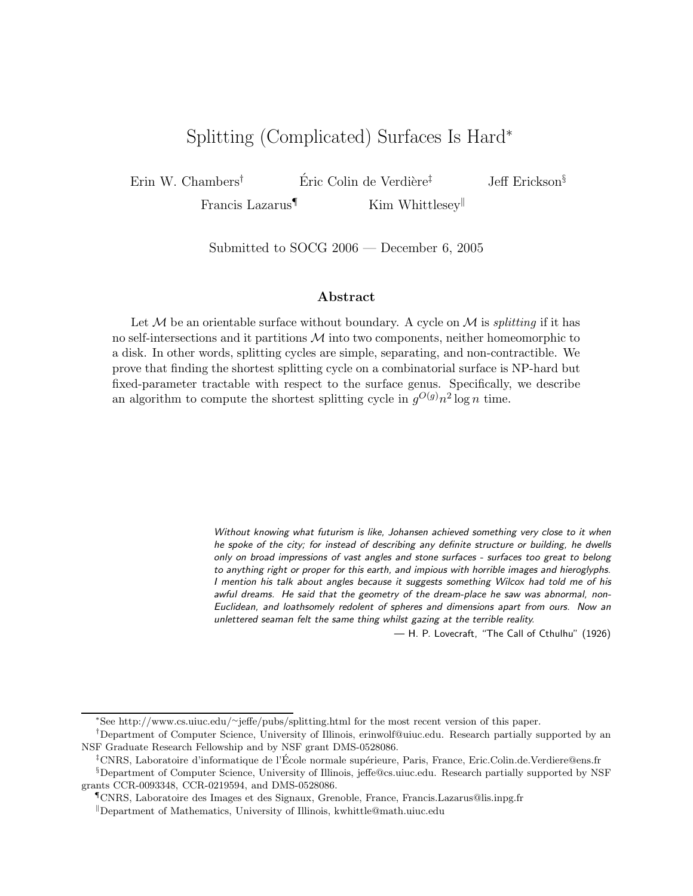# Splitting (Complicated) Surfaces Is Hard*

Erin W. Chambers[†] Éric Colin de Verdière[‡] Jeff Erickson[§]
Francis Lazarus[¶] Kim Whittlesey[‖]

Submitted to SOCG 2006 — December 6, 2005

## Abstract

Let $\mathcal{M}$ be an orientable surface without boundary. A cycle on $\mathcal{M}$ is *splitting* if it has no self-intersections and it partitions $\mathcal{M}$ into two components, neither homeomorphic to a disk. In other words, splitting cycles are simple, separating, and non-contractible. We prove that finding the shortest splitting cycle on a combinatorial surface is NP-hard but fixed-parameter tractable with respect to the surface genus. Specifically, we describe an algorithm to compute the shortest splitting cycle in $g^{O(g)}n^2 \log n$ time.

> *Without knowing what futurism is like, Johansen achieved something very close to it when he spoke of the city; for instead of describing any definite structure or building, he dwells only on broad impressions of vast angles and stone surfaces - surfaces too great to belong to anything right or proper for this earth, and impious with horrible images and hieroglyphs. I mention his talk about angles because it suggests something Wilcox had told me of his awful dreams. He said that the geometry of the dream-place he saw was abnormal, non-Euclidean, and loathsomely redolent of spheres and dimensions apart from ours. Now an unlettered seaman felt the same thing whilst gazing at the terrible reality.*
>
> — H. P. Lovecraft, "The Call of Cthulhu" (1926)

---

*See http://www.cs.uiuc.edu/~jeffe/pubs/splitting.html for the most recent version of this paper.

[†]Department of Computer Science, University of Illinois, erinwolf@uiuc.edu. Research partially supported by an NSF Graduate Research Fellowship and by NSF grant DMS-0528086.

[‡]CNRS, Laboratoire d'informatique de l'École normale supérieure, Paris, France, Eric.Colin.de.Verdiere@ens.fr

[§]Department of Computer Science, University of Illinois, jeffe@cs.uiuc.edu. Research partially supported by NSF grants CCR-0093348, CCR-0219594, and DMS-0528086.

[¶]CNRS, Laboratoire des Images et des Signaux, Grenoble, France, Francis.Lazarus@lis.inpg.fr

[‖]Department of Mathematics, University of Illinois, kwhittle@math.uiuc.edu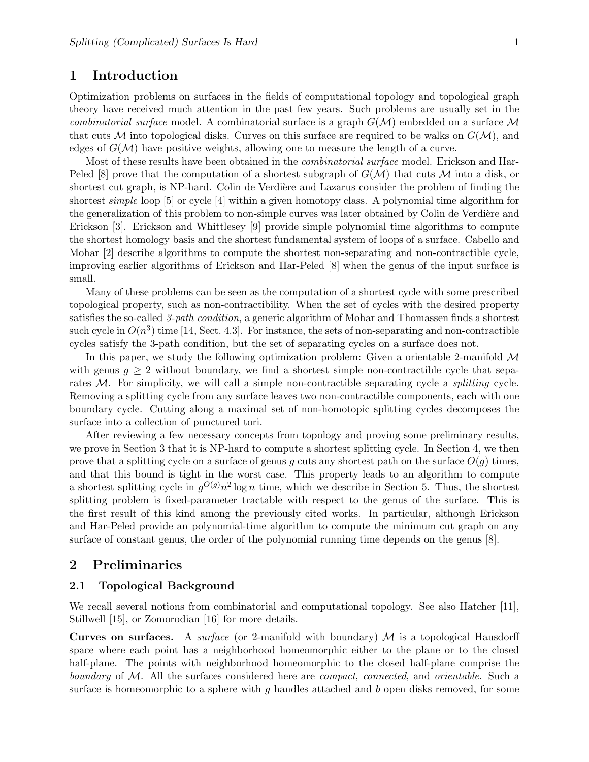## 1 Introduction

Optimization problems on surfaces in the fields of computational topology and topological graph theory have received much attention in the past few years. Such problems are usually set in the *combinatorial surface* model. A combinatorial surface is a graph $G(\mathcal{M})$ embedded on a surface $\mathcal{M}$ that cuts $\mathcal{M}$ into topological disks. Curves on this surface are required to be walks on $G(\mathcal{M})$, and edges of $G(\mathcal{M})$ have positive weights, allowing one to measure the length of a curve.

Most of these results have been obtained in the *combinatorial surface* model. Erickson and Har-Peled [8] prove that the computation of a shortest subgraph of $G(\mathcal{M})$ that cuts $\mathcal{M}$ into a disk, or shortest cut graph, is NP-hard. Colin de Verdière and Lazarus consider the problem of finding the shortest *simple* loop [5] or cycle [4] within a given homotopy class. A polynomial time algorithm for the generalization of this problem to non-simple curves was later obtained by Colin de Verdière and Erickson [3]. Erickson and Whittlesey [9] provide simple polynomial time algorithms to compute the shortest homology basis and the shortest fundamental system of loops of a surface. Cabello and Mohar [2] describe algorithms to compute the shortest non-separating and non-contractible cycle, improving earlier algorithms of Erickson and Har-Peled [8] when the genus of the input surface is small.

Many of these problems can be seen as the computation of a shortest cycle with some prescribed topological property, such as non-contractibility. When the set of cycles with the desired property satisfies the so-called *3-path condition*, a generic algorithm of Mohar and Thomassen finds a shortest such cycle in $O(n^3)$ time [14, Sect. 4.3]. For instance, the sets of non-separating and non-contractible cycles satisfy the 3-path condition, but the set of separating cycles on a surface does not.

In this paper, we study the following optimization problem: Given a orientable 2-manifold $\mathcal{M}$ with genus $g \geq 2$ without boundary, we find a shortest simple non-contractible cycle that separates $\mathcal{M}$. For simplicity, we will call a simple non-contractible separating cycle a *splitting* cycle. Removing a splitting cycle from any surface leaves two non-contractible components, each with one boundary cycle. Cutting along a maximal set of non-homotopic splitting cycles decomposes the surface into a collection of punctured tori.

After reviewing a few necessary concepts from topology and proving some preliminary results, we prove in Section 3 that it is NP-hard to compute a shortest splitting cycle. In Section 4, we then prove that a splitting cycle on a surface of genus $g$ cuts any shortest path on the surface $O(g)$ times, and that this bound is tight in the worst case. This property leads to an algorithm to compute a shortest splitting cycle in $g^{O(g)}n^2 \log n$ time, which we describe in Section 5. Thus, the shortest splitting problem is fixed-parameter tractable with respect to the genus of the surface. This is the first result of this kind among the previously cited works. In particular, although Erickson and Har-Peled provide an polynomial-time algorithm to compute the minimum cut graph on any surface of constant genus, the order of the polynomial running time depends on the genus [8].

## 2 Preliminaries

### 2.1 Topological Background

We recall several notions from combinatorial and computational topology. See also Hatcher [11], Stillwell [15], or Zomorodian [16] for more details.

**Curves on surfaces.** A *surface* (or 2-manifold with boundary) $\mathcal{M}$ is a topological Hausdorff space where each point has a neighborhood homeomorphic either to the plane or to the closed half-plane. The points with neighborhood homeomorphic to the closed half-plane comprise the *boundary* of $\mathcal{M}$. All the surfaces considered here are *compact*, *connected*, and *orientable*. Such a surface is homeomorphic to a sphere with $g$ handles attached and $b$ open disks removed, for some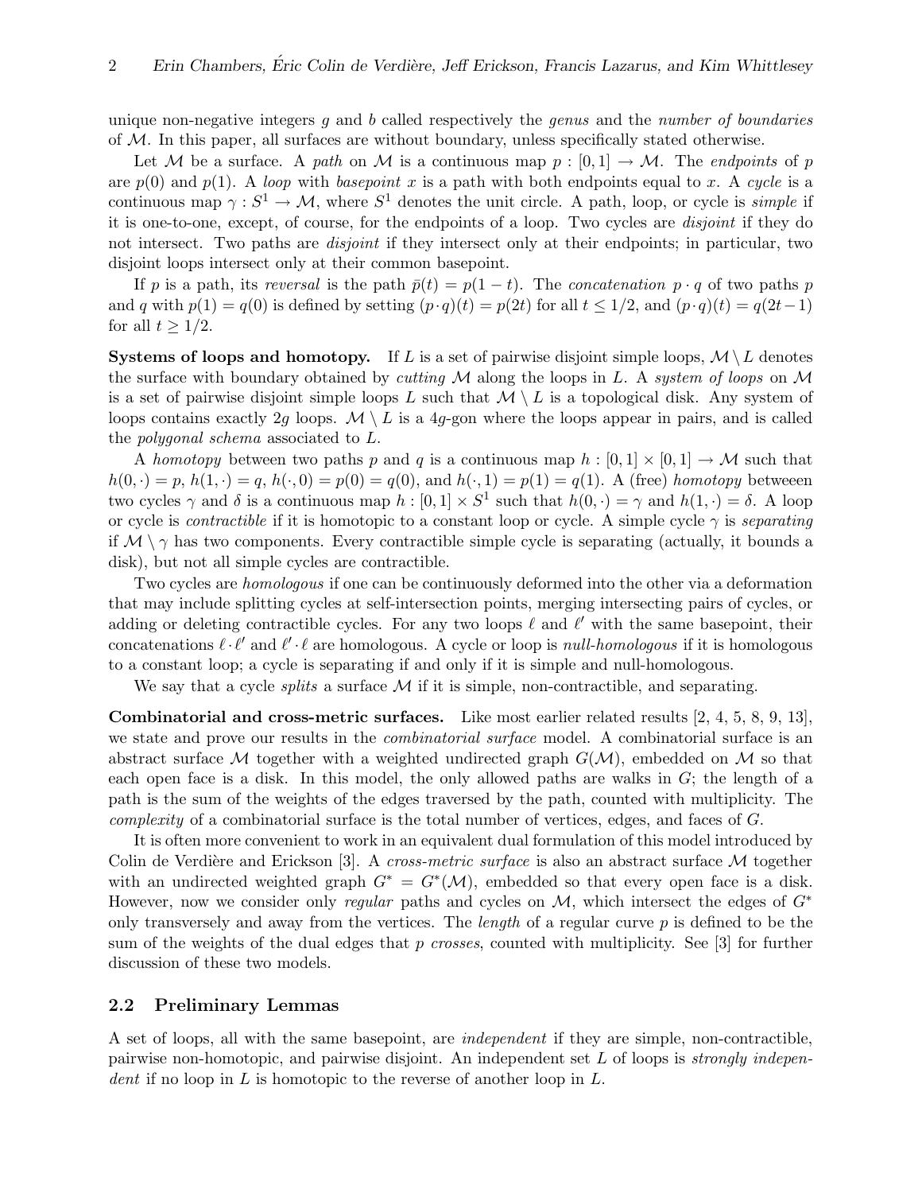unique non-negative integers $g$ and $b$ called respectively the *genus* and the *number of boundaries* of $\mathcal{M}$. In this paper, all surfaces are without boundary, unless specifically stated otherwise.

Let $\mathcal{M}$ be a surface. A *path* on $\mathcal{M}$ is a continuous map $p : [0,1] \to \mathcal{M}$. The *endpoints* of $p$ are $p(0)$ and $p(1)$. A *loop* with *basepoint* $x$ is a path with both endpoints equal to $x$. A *cycle* is a continuous map $\gamma : S^1 \to \mathcal{M}$, where $S^1$ denotes the unit circle. A path, loop, or cycle is *simple* if it is one-to-one, except, of course, for the endpoints of a loop. Two cycles are *disjoint* if they do not intersect. Two paths are *disjoint* if they intersect only at their endpoints; in particular, two disjoint loops intersect only at their common basepoint.

If $p$ is a path, its *reversal* is the path $\bar{p}(t) = p(1-t)$. The *concatenation* $p \cdot q$ of two paths $p$ and $q$ with $p(1) = q(0)$ is defined by setting $(p \cdot q)(t) = p(2t)$ for all $t \leq 1/2$, and $(p \cdot q)(t) = q(2t-1)$ for all $t \geq 1/2$.

**Systems of loops and homotopy.** If $L$ is a set of pairwise disjoint simple loops, $\mathcal{M} \setminus L$ denotes the surface with boundary obtained by *cutting* $\mathcal{M}$ along the loops in $L$. A *system of loops* on $\mathcal{M}$ is a set of pairwise disjoint simple loops $L$ such that $\mathcal{M} \setminus L$ is a topological disk. Any system of loops contains exactly $2g$ loops. $\mathcal{M} \setminus L$ is a $4g$-gon where the loops appear in pairs, and is called the *polygonal schema* associated to $L$.

A *homotopy* between two paths $p$ and $q$ is a continuous map $h : [0,1] \times [0,1] \to \mathcal{M}$ such that $h(0,\cdot) = p$, $h(1,\cdot) = q$, $h(\cdot,0) = p(0) = q(0)$, and $h(\cdot,1) = p(1) = q(1)$. A (free) *homotopy* betweeen two cycles $\gamma$ and $\delta$ is a continuous map $h : [0,1] \times S^1$ such that $h(0,\cdot) = \gamma$ and $h(1,\cdot) = \delta$. A loop or cycle is *contractible* if it is homotopic to a constant loop or cycle. A simple cycle $\gamma$ is *separating* if $\mathcal{M} \setminus \gamma$ has two components. Every contractible simple cycle is separating (actually, it bounds a disk), but not all simple cycles are contractible.

Two cycles are *homologous* if one can be continuously deformed into the other via a deformation that may include splitting cycles at self-intersection points, merging intersecting pairs of cycles, or adding or deleting contractible cycles. For any two loops $\ell$ and $\ell'$ with the same basepoint, their concatenations $\ell \cdot \ell'$ and $\ell' \cdot \ell$ are homologous. A cycle or loop is *null-homologous* if it is homologous to a constant loop; a cycle is separating if and only if it is simple and null-homologous.

We say that a cycle *splits* a surface $\mathcal{M}$ if it is simple, non-contractible, and separating.

**Combinatorial and cross-metric surfaces.** Like most earlier related results [2, 4, 5, 8, 9, 13], we state and prove our results in the *combinatorial surface* model. A combinatorial surface is an abstract surface $\mathcal{M}$ together with a weighted undirected graph $G(\mathcal{M})$, embedded on $\mathcal{M}$ so that each open face is a disk. In this model, the only allowed paths are walks in $G$; the length of a path is the sum of the weights of the edges traversed by the path, counted with multiplicity. The *complexity* of a combinatorial surface is the total number of vertices, edges, and faces of $G$.

It is often more convenient to work in an equivalent dual formulation of this model introduced by Colin de Verdière and Erickson [3]. A *cross-metric surface* is also an abstract surface $\mathcal{M}$ together with an undirected weighted graph $G^* = G^*(\mathcal{M})$, embedded so that every open face is a disk. However, now we consider only *regular* paths and cycles on $\mathcal{M}$, which intersect the edges of $G^*$ only transversely and away from the vertices. The *length* of a regular curve $p$ is defined to be the sum of the weights of the dual edges that $p$ *crosses*, counted with multiplicity. See [3] for further discussion of these two models.

## 2.2 Preliminary Lemmas

A set of loops, all with the same basepoint, are *independent* if they are simple, non-contractible, pairwise non-homotopic, and pairwise disjoint. An independent set $L$ of loops is *strongly independent* if no loop in $L$ is homotopic to the reverse of another loop in $L$.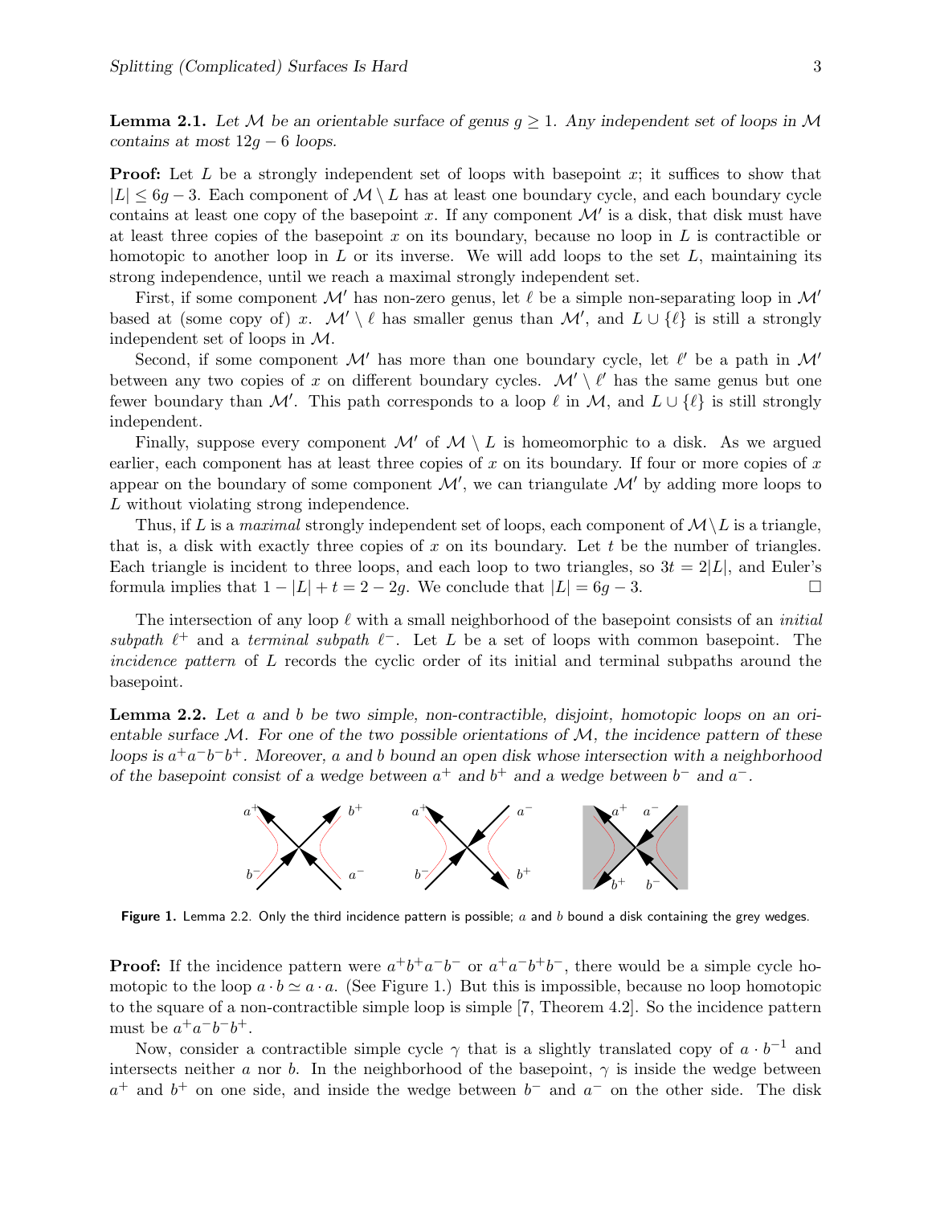**Lemma 2.1.** *Let $\mathcal{M}$ be an orientable surface of genus $g \geq 1$. Any independent set of loops in $\mathcal{M}$ contains at most $12g - 6$ loops.*

**Proof:** Let $L$ be a strongly independent set of loops with basepoint $x$; it suffices to show that $|L| \leq 6g - 3$. Each component of $\mathcal{M} \setminus L$ has at least one boundary cycle, and each boundary cycle contains at least one copy of the basepoint $x$. If any component $\mathcal{M}'$ is a disk, that disk must have at least three copies of the basepoint $x$ on its boundary, because no loop in $L$ is contractible or homotopic to another loop in $L$ or its inverse. We will add loops to the set $L$, maintaining its strong independence, until we reach a maximal strongly independent set.

First, if some component $\mathcal{M}'$ has non-zero genus, let $\ell$ be a simple non-separating loop in $\mathcal{M}'$ based at (some copy of) $x$. $\mathcal{M}' \setminus \ell$ has smaller genus than $\mathcal{M}'$, and $L \cup \{\ell\}$ is still a strongly independent set of loops in $\mathcal{M}$.

Second, if some component $\mathcal{M}'$ has more than one boundary cycle, let $\ell'$ be a path in $\mathcal{M}'$ between any two copies of $x$ on different boundary cycles. $\mathcal{M}' \setminus \ell'$ has the same genus but one fewer boundary than $\mathcal{M}'$. This path corresponds to a loop $\ell$ in $\mathcal{M}$, and $L \cup \{\ell\}$ is still strongly independent.

Finally, suppose every component $\mathcal{M}'$ of $\mathcal{M} \setminus L$ is homeomorphic to a disk. As we argued earlier, each component has at least three copies of $x$ on its boundary. If four or more copies of $x$ appear on the boundary of some component $\mathcal{M}'$, we can triangulate $\mathcal{M}'$ by adding more loops to $L$ without violating strong independence.

Thus, if $L$ is a *maximal* strongly independent set of loops, each component of $\mathcal{M} \setminus L$ is a triangle, that is, a disk with exactly three copies of $x$ on its boundary. Let $t$ be the number of triangles. Each triangle is incident to three loops, and each loop to two triangles, so $3t = 2|L|$, and Euler's formula implies that $1 - |L| + t = 2 - 2g$. We conclude that $|L| = 6g - 3$. □

The intersection of any loop $\ell$ with a small neighborhood of the basepoint consists of an *initial subpath* $\ell^+$ and a *terminal subpath* $\ell^-$. Let $L$ be a set of loops with common basepoint. The *incidence pattern* of $L$ records the cyclic order of its initial and terminal subpaths around the basepoint.

**Lemma 2.2.** *Let $a$ and $b$ be two simple, non-contractible, disjoint, homotopic loops on an orientable surface $\mathcal{M}$. For one of the two possible orientations of $\mathcal{M}$, the incidence pattern of these loops is $a^+a^-b^-b^+$. Moreover, $a$ and $b$ bound an open disk whose intersection with a neighborhood of the basepoint consist of a wedge between $a^+$ and $b^+$ and a wedge between $b^-$ and $a^-$.*

**Figure 1.** Lemma 2.2. Only the third incidence pattern is possible; $a$ and $b$ bound a disk containing the grey wedges.

**Proof:** If the incidence pattern were $a^+b^+a^-b^-$ or $a^+a^-b^+b^-$, there would be a simple cycle homotopic to the loop $a \cdot b \simeq a \cdot a$. (See Figure 1.) But this is impossible, because no loop homotopic to the square of a non-contractible simple loop is simple [7, Theorem 4.2]. So the incidence pattern must be $a^+a^-b^-b^+$.

Now, consider a contractible simple cycle $\gamma$ that is a slightly translated copy of $a \cdot b^{-1}$ and intersects neither $a$ nor $b$. In the neighborhood of the basepoint, $\gamma$ is inside the wedge between $a^+$ and $b^+$ on one side, and inside the wedge between $b^-$ and $a^-$ on the other side. The disk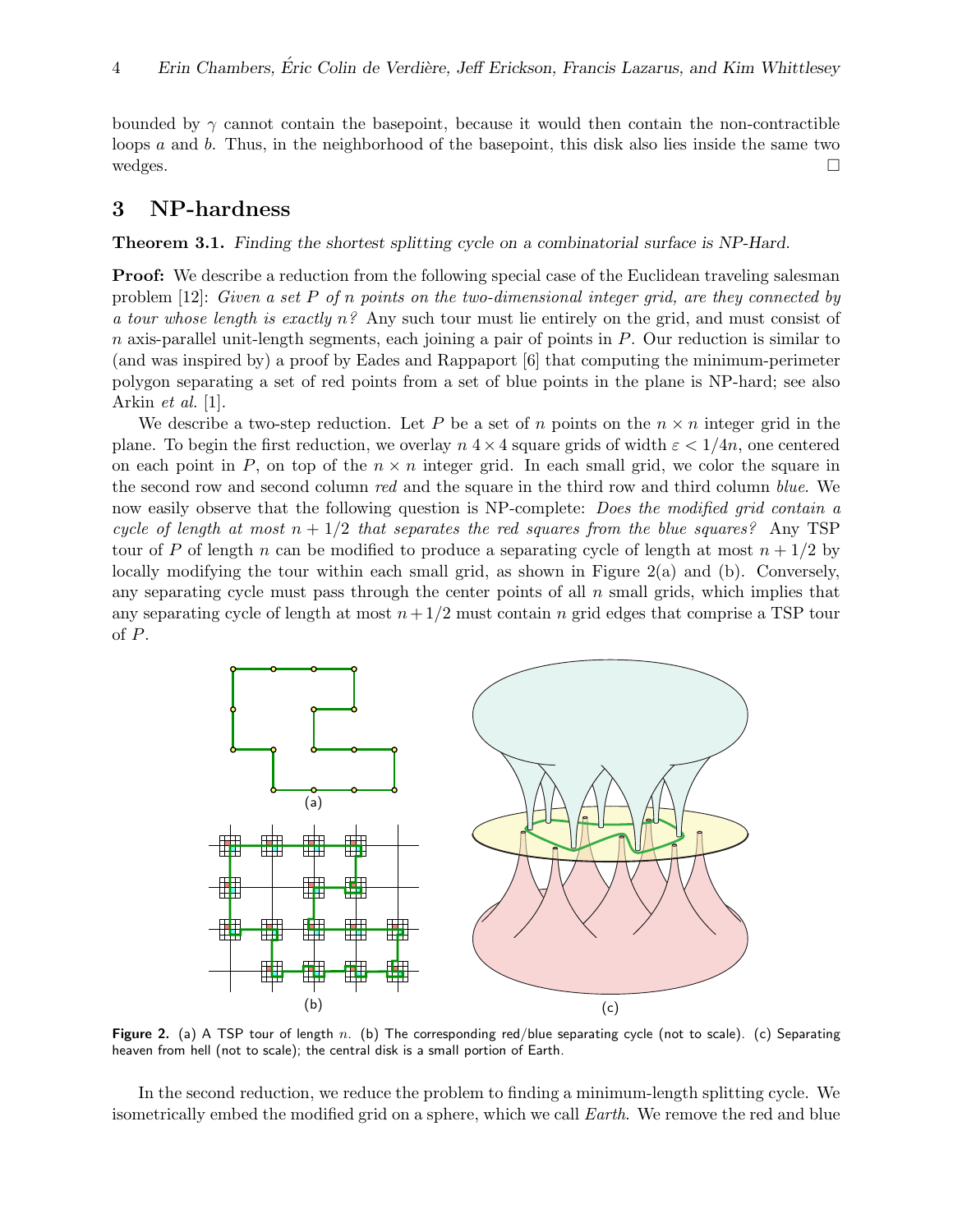bounded by $\gamma$ cannot contain the basepoint, because it would then contain the non-contractible loops $a$ and $b$. Thus, in the neighborhood of the basepoint, this disk also lies inside the same two wedges. □

## 3 NP-hardness

**Theorem 3.1.** *Finding the shortest splitting cycle on a combinatorial surface is NP-Hard.*

**Proof:** We describe a reduction from the following special case of the Euclidean traveling salesman problem [12]: *Given a set $P$ of $n$ points on the two-dimensional integer grid, are they connected by a tour whose length is exactly $n$?* Any such tour must lie entirely on the grid, and must consist of $n$ axis-parallel unit-length segments, each joining a pair of points in $P$. Our reduction is similar to (and was inspired by) a proof by Eades and Rappaport [6] that computing the minimum-perimeter polygon separating a set of red points from a set of blue points in the plane is NP-hard; see also Arkin *et al.* [1].

We describe a two-step reduction. Let $P$ be a set of $n$ points on the $n \times n$ integer grid in the plane. To begin the first reduction, we overlay $n$ $4 \times 4$ square grids of width $\varepsilon < 1/4n$, one centered on each point in $P$, on top of the $n \times n$ integer grid. In each small grid, we color the square in the second row and second column *red* and the square in the third row and third column *blue*. We now easily observe that the following question is NP-complete: *Does the modified grid contain a cycle of length at most $n + 1/2$ that separates the red squares from the blue squares?* Any TSP tour of $P$ of length $n$ can be modified to produce a separating cycle of length at most $n + 1/2$ by locally modifying the tour within each small grid, as shown in Figure 2(a) and (b). Conversely, any separating cycle must pass through the center points of all $n$ small grids, which implies that any separating cycle of length at most $n + 1/2$ must contain $n$ grid edges that comprise a TSP tour of $P$.

**Figure 2.** (a) A TSP tour of length $n$. (b) The corresponding red/blue separating cycle (not to scale). (c) Separating heaven from hell (not to scale); the central disk is a small portion of Earth.

In the second reduction, we reduce the problem to finding a minimum-length splitting cycle. We isometrically embed the modified grid on a sphere, which we call *Earth*. We remove the red and blue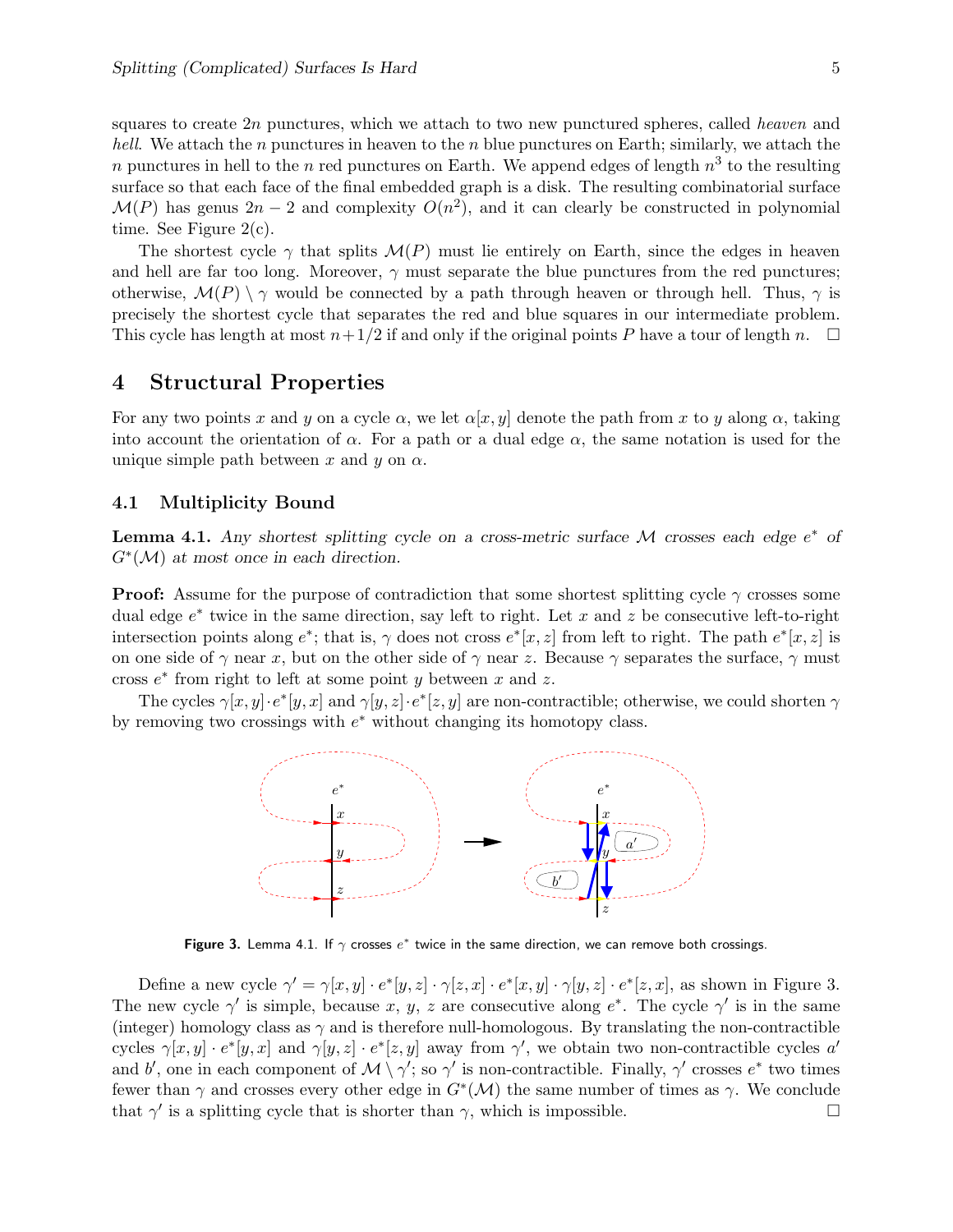squares to create $2n$ punctures, which we attach to two new punctured spheres, called *heaven* and *hell*. We attach the $n$ punctures in heaven to the $n$ blue punctures on Earth; similarly, we attach the $n$ punctures in hell to the $n$ red punctures on Earth. We append edges of length $n^3$ to the resulting surface so that each face of the final embedded graph is a disk. The resulting combinatorial surface $\mathcal{M}(P)$ has genus $2n-2$ and complexity $O(n^2)$, and it can clearly be constructed in polynomial time. See Figure 2(c).

The shortest cycle $\gamma$ that splits $\mathcal{M}(P)$ must lie entirely on Earth, since the edges in heaven and hell are far too long. Moreover, $\gamma$ must separate the blue punctures from the red punctures; otherwise, $\mathcal{M}(P) \setminus \gamma$ would be connected by a path through heaven or through hell. Thus, $\gamma$ is precisely the shortest cycle that separates the red and blue squares in our intermediate problem. This cycle has length at most $n+1/2$ if and only if the original points $P$ have a tour of length $n$. □

# 4 Structural Properties

For any two points $x$ and $y$ on a cycle $\alpha$, we let $\alpha[x,y]$ denote the path from $x$ to $y$ along $\alpha$, taking into account the orientation of $\alpha$. For a path or a dual edge $\alpha$, the same notation is used for the unique simple path between $x$ and $y$ on $\alpha$.

## 4.1 Multiplicity Bound

**Lemma 4.1.** *Any shortest splitting cycle on a cross-metric surface $\mathcal{M}$ crosses each edge $e^*$ of $G^*(\mathcal{M})$ at most once in each direction.*

**Proof:** Assume for the purpose of contradiction that some shortest splitting cycle $\gamma$ crosses some dual edge $e^*$ twice in the same direction, say left to right. Let $x$ and $z$ be consecutive left-to-right intersection points along $e^*$; that is, $\gamma$ does not cross $e^*[x,z]$ from left to right. The path $e^*[x,z]$ is on one side of $\gamma$ near $x$, but on the other side of $\gamma$ near $z$. Because $\gamma$ separates the surface, $\gamma$ must cross $e^*$ from right to left at some point $y$ between $x$ and $z$.

The cycles $\gamma[x,y] \cdot e^*[y,x]$ and $\gamma[y,z] \cdot e^*[z,y]$ are non-contractible; otherwise, we could shorten $\gamma$ by removing two crossings with $e^*$ without changing its homotopy class.

**Figure 3.** Lemma 4.1. If $\gamma$ crosses $e^*$ twice in the same direction, we can remove both crossings.

Define a new cycle $\gamma' = \gamma[x,y] \cdot e^*[y,z] \cdot \gamma[z,x] \cdot e^*[x,y] \cdot \gamma[y,z] \cdot e^*[z,x]$, as shown in Figure 3. The new cycle $\gamma'$ is simple, because $x$, $y$, $z$ are consecutive along $e^*$. The cycle $\gamma'$ is in the same (integer) homology class as $\gamma$ and is therefore null-homologous. By translating the non-contractible cycles $\gamma[x,y] \cdot e^*[y,x]$ and $\gamma[y,z] \cdot e^*[z,y]$ away from $\gamma'$, we obtain two non-contractible cycles $a'$ and $b'$, one in each component of $\mathcal{M} \setminus \gamma'$; so $\gamma'$ is non-contractible. Finally, $\gamma'$ crosses $e^*$ two times fewer than $\gamma$ and crosses every other edge in $G^*(\mathcal{M})$ the same number of times as $\gamma$. We conclude that $\gamma'$ is a splitting cycle that is shorter than $\gamma$, which is impossible. □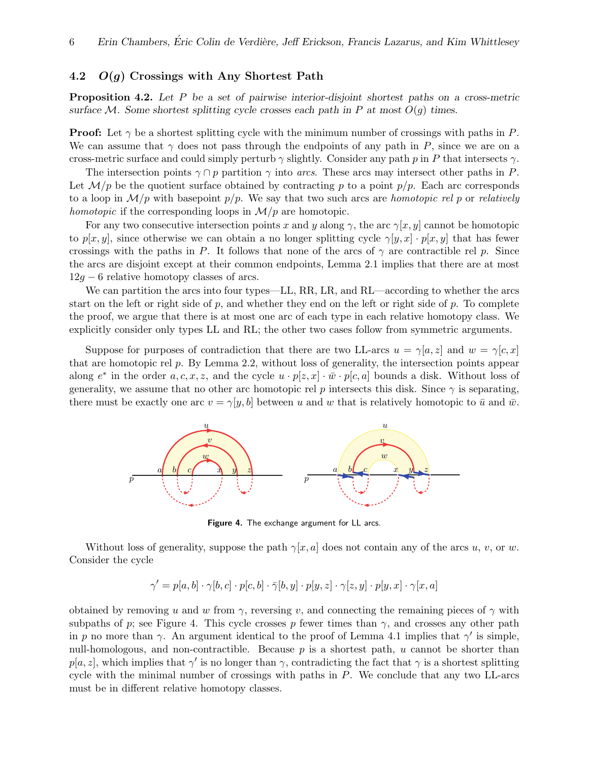### 4.2 $O(g)$ Crossings with Any Shortest Path

**Proposition 4.2.** *Let $P$ be a set of pairwise interior-disjoint shortest paths on a cross-metric surface $\mathcal{M}$. Some shortest splitting cycle crosses each path in $P$ at most $O(g)$ times.*

**Proof:** Let $\gamma$ be a shortest splitting cycle with the minimum number of crossings with paths in $P$. We can assume that $\gamma$ does not pass through the endpoints of any path in $P$, since we are on a cross-metric surface and could simply perturb $\gamma$ slightly. Consider any path $p$ in $P$ that intersects $\gamma$.

The intersection points $\gamma \cap p$ partition $\gamma$ into *arcs*. These arcs may intersect other paths in $P$. Let $\mathcal{M}/p$ be the quotient surface obtained by contracting $p$ to a point $p/p$. Each arc corresponds to a loop in $\mathcal{M}/p$ with basepoint $p/p$. We say that two such arcs are *homotopic rel* $p$ or *relatively homotopic* if the corresponding loops in $\mathcal{M}/p$ are homotopic.

For any two consecutive intersection points $x$ and $y$ along $\gamma$, the arc $\gamma[x, y]$ cannot be homotopic to $p[x, y]$, since otherwise we can obtain a no longer splitting cycle $\gamma[y, x] \cdot p[x, y]$ that has fewer crossings with the paths in $P$. It follows that none of the arcs of $\gamma$ are contractible rel $p$. Since the arcs are disjoint except at their common endpoints, Lemma 2.1 implies that there are at most $12g - 6$ relative homotopy classes of arcs.

We can partition the arcs into four types—LL, RR, LR, and RL—according to whether the arcs start on the left or right side of $p$, and whether they end on the left or right side of $p$. To complete the proof, we argue that there is at most one arc of each type in each relative homotopy class. We explicitly consider only types LL and RL; the other two cases follow from symmetric arguments.

Suppose for purposes of contradiction that there are two LL-arcs $u = \gamma[a, z]$ and $w = \gamma[c, x]$ that are homotopic rel $p$. By Lemma 2.2, without loss of generality, the intersection points appear along $e^*$ in the order $a, c, x, z$, and the cycle $u \cdot p[z, x] \cdot \bar{w} \cdot p[c, a]$ bounds a disk. Without loss of generality, we assume that no other arc homotopic rel $p$ intersects this disk. Since $\gamma$ is separating, there must be exactly one arc $v = \gamma[y, b]$ between $u$ and $w$ that is relatively homotopic to $\bar{u}$ and $\bar{w}$.

**Figure 4.** The exchange argument for LL arcs.

Without loss of generality, suppose the path $\gamma[x, a]$ does not contain any of the arcs $u$, $v$, or $w$. Consider the cycle

$$\gamma' = p[a, b] \cdot \gamma[b, c] \cdot p[c, b] \cdot \bar{\gamma}[b, y] \cdot p[y, z] \cdot \gamma[z, y] \cdot p[y, x] \cdot \gamma[x, a]$$

obtained by removing $u$ and $w$ from $\gamma$, reversing $v$, and connecting the remaining pieces of $\gamma$ with subpaths of $p$; see Figure 4. This cycle crosses $p$ fewer times than $\gamma$, and crosses any other path in $p$ no more than $\gamma$. An argument identical to the proof of Lemma 4.1 implies that $\gamma'$ is simple, null-homologous, and non-contractible. Because $p$ is a shortest path, $u$ cannot be shorter than $p[a, z]$, which implies that $\gamma'$ is no longer than $\gamma$, contradicting the fact that $\gamma$ is a shortest splitting cycle with the minimal number of crossings with paths in $P$. We conclude that any two LL-arcs must be in different relative homotopy classes.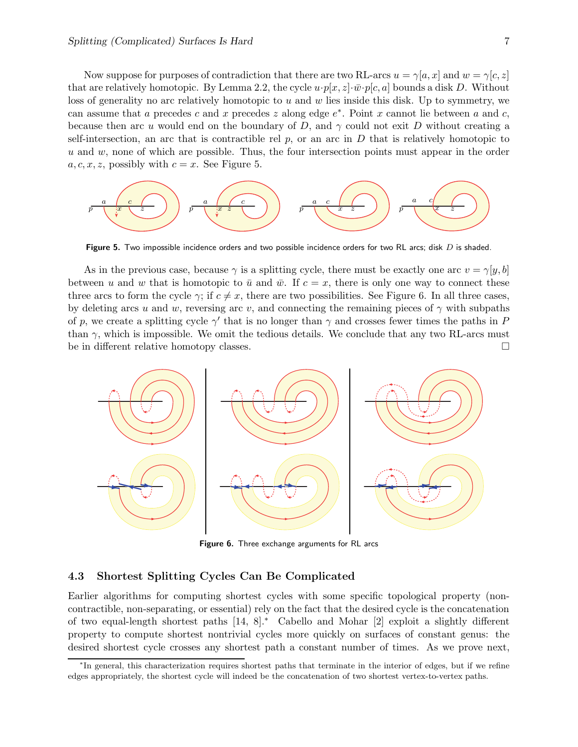Now suppose for purposes of contradiction that there are two RL-arcs $u = \gamma[a, x]$ and $w = \gamma[c, z]$ that are relatively homotopic. By Lemma 2.2, the cycle $u \cdot p[x, z] \cdot \bar{w} \cdot p[c, a]$ bounds a disk $D$. Without loss of generality no arc relatively homotopic to $u$ and $w$ lies inside this disk. Up to symmetry, we can assume that $a$ precedes $c$ and $x$ precedes $z$ along edge $e^*$. Point $x$ cannot lie between $a$ and $c$, because then arc $u$ would end on the boundary of $D$, and $\gamma$ could not exit $D$ without creating a self-intersection, an arc that is contractible rel $p$, or an arc in $D$ that is relatively homotopic to $u$ and $w$, none of which are possible. Thus, the four intersection points must appear in the order $a, c, x, z$, possibly with $c = x$. See Figure 5.

**Figure 5.** Two impossible incidence orders and two possible incidence orders for two RL arcs; disk $D$ is shaded.

As in the previous case, because $\gamma$ is a splitting cycle, there must be exactly one arc $v = \gamma[y, b]$ between $u$ and $w$ that is homotopic to $\bar{u}$ and $\bar{w}$. If $c = x$, there is only one way to connect these three arcs to form the cycle $\gamma$; if $c \neq x$, there are two possibilities. See Figure 6. In all three cases, by deleting arcs $u$ and $w$, reversing arc $v$, and connecting the remaining pieces of $\gamma$ with subpaths of $p$, we create a splitting cycle $\gamma'$ that is no longer than $\gamma$ and crosses fewer times the paths in $P$ than $\gamma$, which is impossible. We omit the tedious details. We conclude that any two RL-arcs must be in different relative homotopy classes. □

**Figure 6.** Three exchange arguments for RL arcs

### 4.3 Shortest Splitting Cycles Can Be Complicated

Earlier algorithms for computing shortest cycles with some specific topological property (non-contractible, non-separating, or essential) rely on the fact that the desired cycle is the concatenation of two equal-length shortest paths [14, 8].* Cabello and Mohar [2] exploit a slightly different property to compute shortest nontrivial cycles more quickly on surfaces of constant genus: the desired shortest cycle crosses any shortest path a constant number of times. As we prove next,

*In general, this characterization requires shortest paths that terminate in the interior of edges, but if we refine edges appropriately, the shortest cycle will indeed be the concatenation of two shortest vertex-to-vertex paths.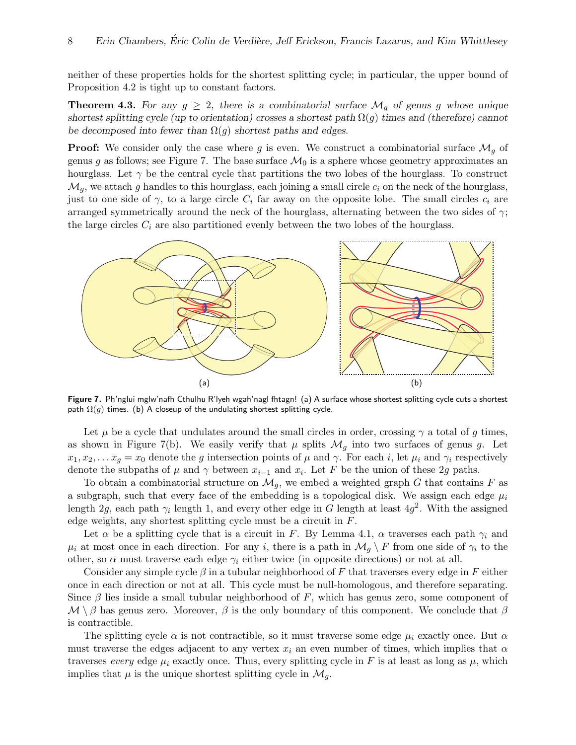neither of these properties holds for the shortest splitting cycle; in particular, the upper bound of Proposition 4.2 is tight up to constant factors.

**Theorem 4.3.** *For any $g \geq 2$, there is a combinatorial surface $\mathcal{M}_g$ of genus $g$ whose unique shortest splitting cycle (up to orientation) crosses a shortest path $\Omega(g)$ times and (therefore) cannot be decomposed into fewer than $\Omega(g)$ shortest paths and edges.*

**Proof:** We consider only the case where $g$ is even. We construct a combinatorial surface $\mathcal{M}_g$ of genus $g$ as follows; see Figure 7. The base surface $\mathcal{M}_0$ is a sphere whose geometry approximates an hourglass. Let $\gamma$ be the central cycle that partitions the two lobes of the hourglass. To construct $\mathcal{M}_g$, we attach $g$ handles to this hourglass, each joining a small circle $c_i$ on the neck of the hourglass, just to one side of $\gamma$, to a large circle $C_i$ far away on the opposite lobe. The small circles $c_i$ are arranged symmetrically around the neck of the hourglass, alternating between the two sides of $\gamma$; the large circles $C_i$ are also partitioned evenly between the two lobes of the hourglass.

**Figure 7.** Ph'nglui mglw'nafh Cthulhu R'lyeh wgah'nagl fhtagn! (a) A surface whose shortest splitting cycle cuts a shortest path $\Omega(g)$ times. (b) A closeup of the undulating shortest splitting cycle.

Let $\mu$ be a cycle that undulates around the small circles in order, crossing $\gamma$ a total of $g$ times, as shown in Figure 7(b). We easily verify that $\mu$ splits $\mathcal{M}_g$ into two surfaces of genus $g$. Let $x_1, x_2, \ldots x_g = x_0$ denote the $g$ intersection points of $\mu$ and $\gamma$. For each $i$, let $\mu_i$ and $\gamma_i$ respectively denote the subpaths of $\mu$ and $\gamma$ between $x_{i-1}$ and $x_i$. Let $F$ be the union of these $2g$ paths.

To obtain a combinatorial structure on $\mathcal{M}_g$, we embed a weighted graph $G$ that contains $F$ as a subgraph, such that every face of the embedding is a topological disk. We assign each edge $\mu_i$ length $2g$, each path $\gamma_i$ length 1, and every other edge in $G$ length at least $4g^2$. With the assigned edge weights, any shortest splitting cycle must be a circuit in $F$.

Let $\alpha$ be a splitting cycle that is a circuit in $F$. By Lemma 4.1, $\alpha$ traverses each path $\gamma_i$ and $\mu_i$ at most once in each direction. For any $i$, there is a path in $\mathcal{M}_g \setminus F$ from one side of $\gamma_i$ to the other, so $\alpha$ must traverse each edge $\gamma_i$ either twice (in opposite directions) or not at all.

Consider any simple cycle $\beta$ in a tubular neighborhood of $F$ that traverses every edge in $F$ either once in each direction or not at all. This cycle must be null-homologous, and therefore separating. Since $\beta$ lies inside a small tubular neighborhood of $F$, which has genus zero, some component of $\mathcal{M} \setminus \beta$ has genus zero. Moreover, $\beta$ is the only boundary of this component. We conclude that $\beta$ is contractible.

The splitting cycle $\alpha$ is not contractible, so it must traverse some edge $\mu_i$ exactly once. But $\alpha$ must traverse the edges adjacent to any vertex $x_i$ an even number of times, which implies that $\alpha$ traverses *every* edge $\mu_i$ exactly once. Thus, every splitting cycle in $F$ is at least as long as $\mu$, which implies that $\mu$ is the unique shortest splitting cycle in $\mathcal{M}_g$.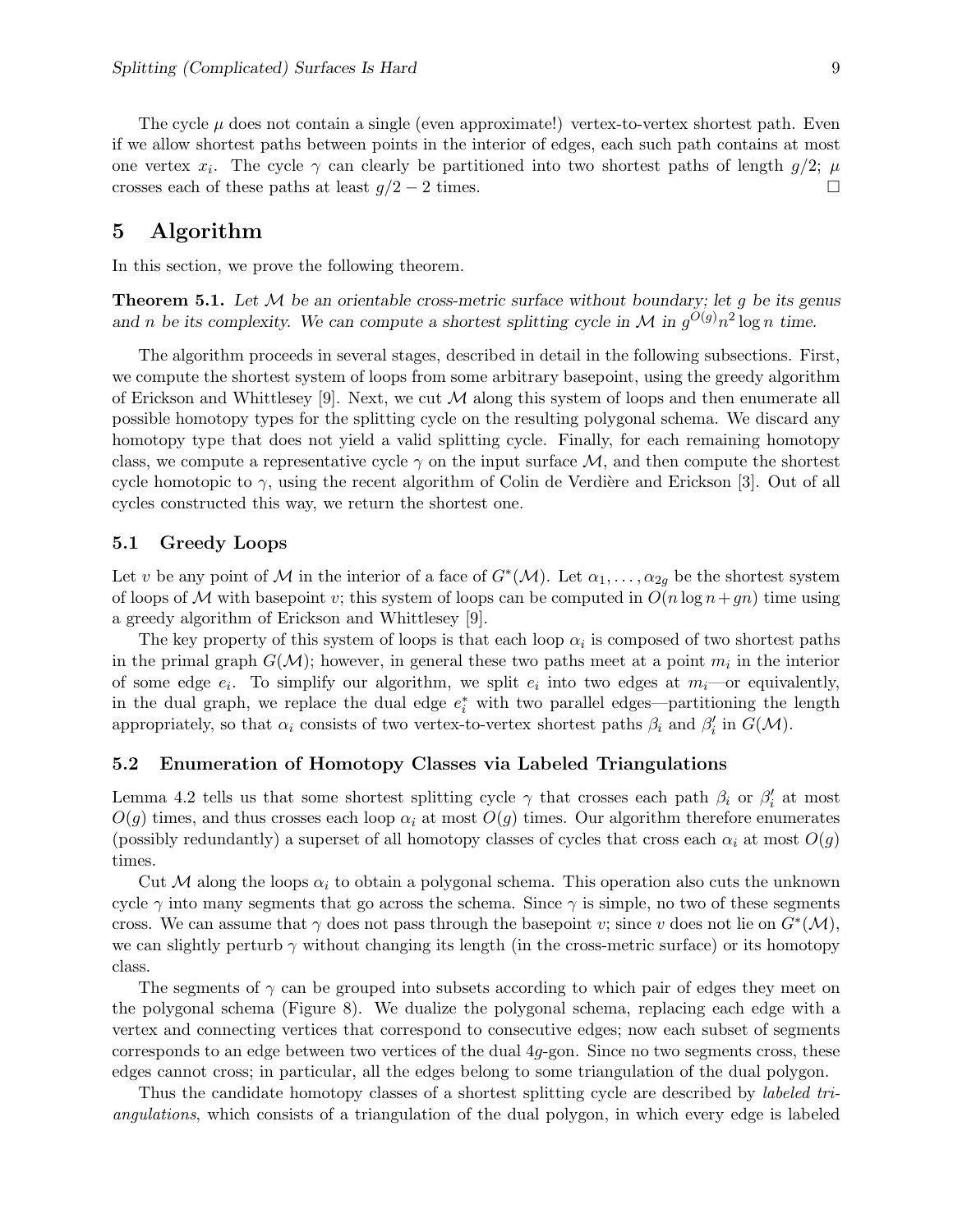The cycle $\mu$ does not contain a single (even approximate!) vertex-to-vertex shortest path. Even if we allow shortest paths between points in the interior of edges, each such path contains at most one vertex $x_i$. The cycle $\gamma$ can clearly be partitioned into two shortest paths of length $g/2$; $\mu$ crosses each of these paths at least $g/2 - 2$ times. □

# 5 Algorithm

In this section, we prove the following theorem.

**Theorem 5.1.** *Let $\mathcal{M}$ be an orientable cross-metric surface without boundary; let $g$ be its genus and $n$ be its complexity. We can compute a shortest splitting cycle in $\mathcal{M}$ in $g^{O(g)}n^2 \log n$ time.*

The algorithm proceeds in several stages, described in detail in the following subsections. First, we compute the shortest system of loops from some arbitrary basepoint, using the greedy algorithm of Erickson and Whittlesey [9]. Next, we cut $\mathcal{M}$ along this system of loops and then enumerate all possible homotopy types for the splitting cycle on the resulting polygonal schema. We discard any homotopy type that does not yield a valid splitting cycle. Finally, for each remaining homotopy class, we compute a representative cycle $\gamma$ on the input surface $\mathcal{M}$, and then compute the shortest cycle homotopic to $\gamma$, using the recent algorithm of Colin de Verdière and Erickson [3]. Out of all cycles constructed this way, we return the shortest one.

## 5.1 Greedy Loops

Let $v$ be any point of $\mathcal{M}$ in the interior of a face of $G^*(\mathcal{M})$. Let $\alpha_1, \ldots, \alpha_{2g}$ be the shortest system of loops of $\mathcal{M}$ with basepoint $v$; this system of loops can be computed in $O(n \log n + gn)$ time using a greedy algorithm of Erickson and Whittlesey [9].

The key property of this system of loops is that each loop $\alpha_i$ is composed of two shortest paths in the primal graph $G(\mathcal{M})$; however, in general these two paths meet at a point $m_i$ in the interior of some edge $e_i$. To simplify our algorithm, we split $e_i$ into two edges at $m_i$—or equivalently, in the dual graph, we replace the dual edge $e_i^*$ with two parallel edges—partitioning the length appropriately, so that $\alpha_i$ consists of two vertex-to-vertex shortest paths $\beta_i$ and $\beta_i'$ in $G(\mathcal{M})$.

## 5.2 Enumeration of Homotopy Classes via Labeled Triangulations

Lemma 4.2 tells us that some shortest splitting cycle $\gamma$ that crosses each path $\beta_i$ or $\beta_i'$ at most $O(g)$ times, and thus crosses each loop $\alpha_i$ at most $O(g)$ times. Our algorithm therefore enumerates (possibly redundantly) a superset of all homotopy classes of cycles that cross each $\alpha_i$ at most $O(g)$ times.

Cut $\mathcal{M}$ along the loops $\alpha_i$ to obtain a polygonal schema. This operation also cuts the unknown cycle $\gamma$ into many segments that go across the schema. Since $\gamma$ is simple, no two of these segments cross. We can assume that $\gamma$ does not pass through the basepoint $v$; since $v$ does not lie on $G^*(\mathcal{M})$, we can slightly perturb $\gamma$ without changing its length (in the cross-metric surface) or its homotopy class.

The segments of $\gamma$ can be grouped into subsets according to which pair of edges they meet on the polygonal schema (Figure 8). We dualize the polygonal schema, replacing each edge with a vertex and connecting vertices that correspond to consecutive edges; now each subset of segments corresponds to an edge between two vertices of the dual $4g$-gon. Since no two segments cross, these edges cannot cross; in particular, all the edges belong to some triangulation of the dual polygon.

Thus the candidate homotopy classes of a shortest splitting cycle are described by *labeled triangulations*, which consists of a triangulation of the dual polygon, in which every edge is labeled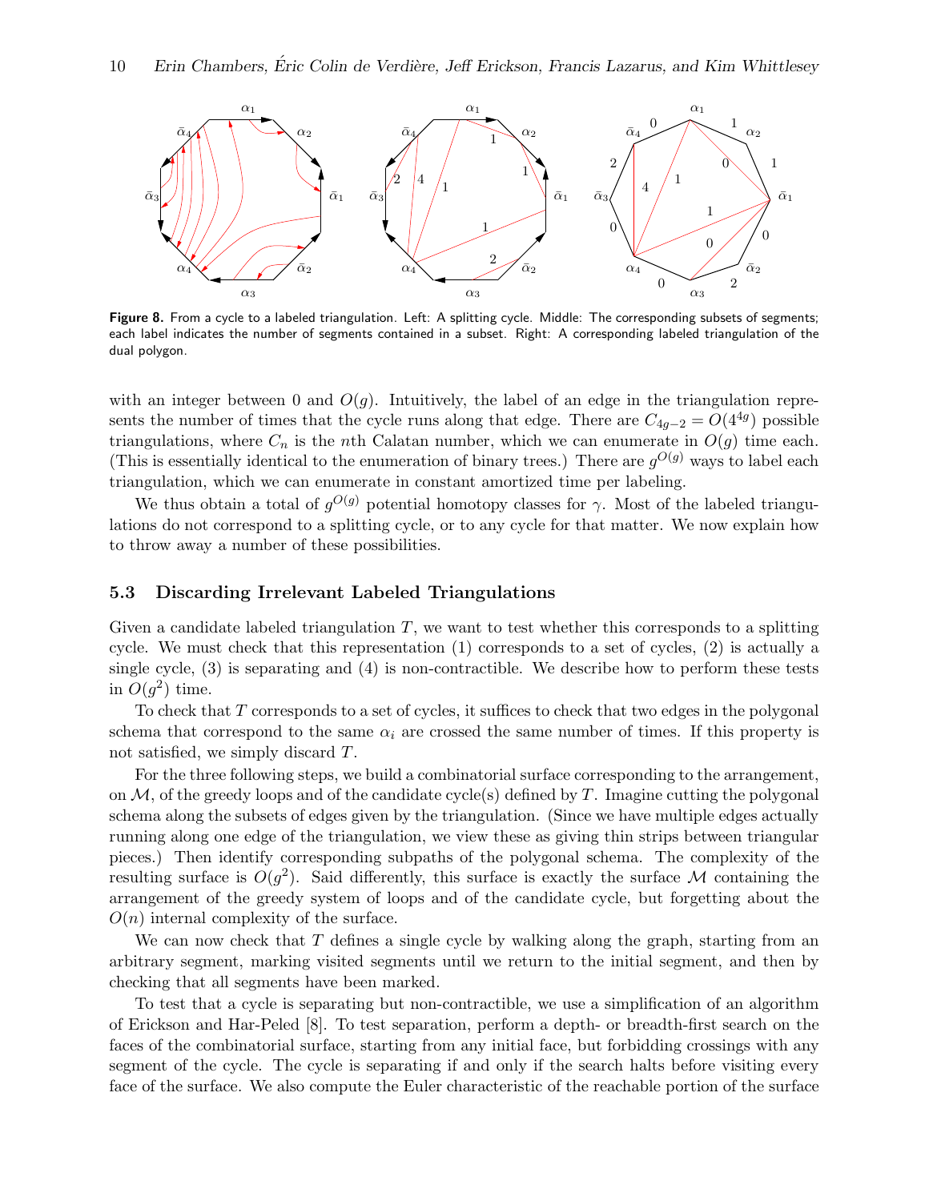**Figure 8.** From a cycle to a labeled triangulation. Left: A splitting cycle. Middle: The corresponding subsets of segments; each label indicates the number of segments contained in a subset. Right: A corresponding labeled triangulation of the dual polygon.

with an integer between 0 and $O(g)$. Intuitively, the label of an edge in the triangulation represents the number of times that the cycle runs along that edge. There are $C_{4g-2} = O(4^{4g})$ possible triangulations, where $C_n$ is the $n$th Calatan number, which we can enumerate in $O(g)$ time each. (This is essentially identical to the enumeration of binary trees.) There are $g^{O(g)}$ ways to label each triangulation, which we can enumerate in constant amortized time per labeling.

We thus obtain a total of $g^{O(g)}$ potential homotopy classes for $\gamma$. Most of the labeled triangulations do not correspond to a splitting cycle, or to any cycle for that matter. We now explain how to throw away a number of these possibilities.

### 5.3 Discarding Irrelevant Labeled Triangulations

Given a candidate labeled triangulation $T$, we want to test whether this corresponds to a splitting cycle. We must check that this representation (1) corresponds to a set of cycles, (2) is actually a single cycle, (3) is separating and (4) is non-contractible. We describe how to perform these tests in $O(g^2)$ time.

To check that $T$ corresponds to a set of cycles, it suffices to check that two edges in the polygonal schema that correspond to the same $\alpha_i$ are crossed the same number of times. If this property is not satisfied, we simply discard $T$.

For the three following steps, we build a combinatorial surface corresponding to the arrangement, on $\mathcal{M}$, of the greedy loops and of the candidate cycle(s) defined by $T$. Imagine cutting the polygonal schema along the subsets of edges given by the triangulation. (Since we have multiple edges actually running along one edge of the triangulation, we view these as giving thin strips between triangular pieces.) Then identify corresponding subpaths of the polygonal schema. The complexity of the resulting surface is $O(g^2)$. Said differently, this surface is exactly the surface $\mathcal{M}$ containing the arrangement of the greedy system of loops and of the candidate cycle, but forgetting about the $O(n)$ internal complexity of the surface.

We can now check that $T$ defines a single cycle by walking along the graph, starting from an arbitrary segment, marking visited segments until we return to the initial segment, and then by checking that all segments have been marked.

To test that a cycle is separating but non-contractible, we use a simplification of an algorithm of Erickson and Har-Peled [8]. To test separation, perform a depth- or breadth-first search on the faces of the combinatorial surface, starting from any initial face, but forbidding crossings with any segment of the cycle. The cycle is separating if and only if the search halts before visiting every face of the surface. We also compute the Euler characteristic of the reachable portion of the surface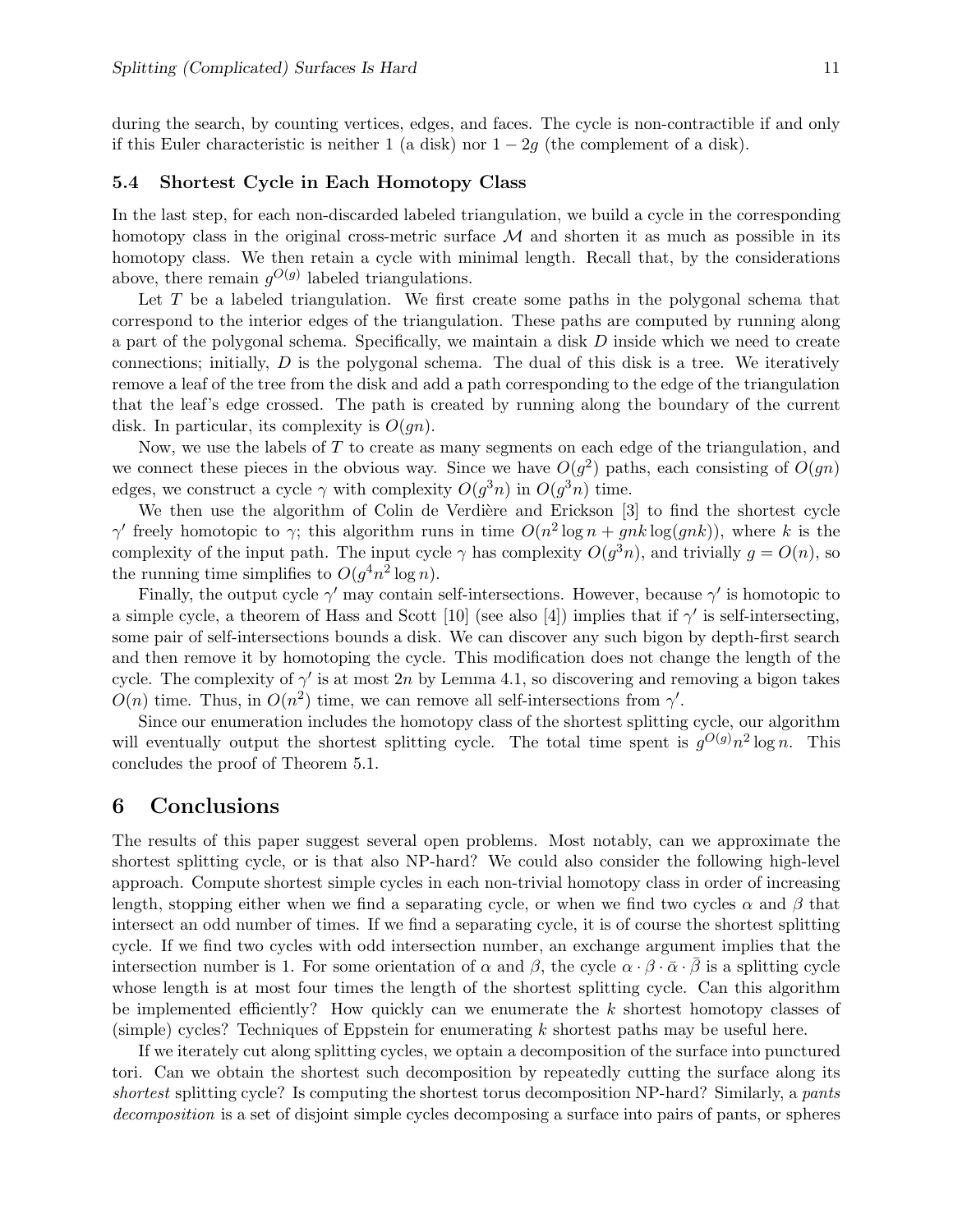during the search, by counting vertices, edges, and faces. The cycle is non-contractible if and only if this Euler characteristic is neither 1 (a disk) nor $1 - 2g$ (the complement of a disk).

### 5.4 Shortest Cycle in Each Homotopy Class

In the last step, for each non-discarded labeled triangulation, we build a cycle in the corresponding homotopy class in the original cross-metric surface $\mathcal{M}$ and shorten it as much as possible in its homotopy class. We then retain a cycle with minimal length. Recall that, by the considerations above, there remain $g^{O(g)}$ labeled triangulations.

Let $T$ be a labeled triangulation. We first create some paths in the polygonal schema that correspond to the interior edges of the triangulation. These paths are computed by running along a part of the polygonal schema. Specifically, we maintain a disk $D$ inside which we need to create connections; initially, $D$ is the polygonal schema. The dual of this disk is a tree. We iteratively remove a leaf of the tree from the disk and add a path corresponding to the edge of the triangulation that the leaf's edge crossed. The path is created by running along the boundary of the current disk. In particular, its complexity is $O(gn)$.

Now, we use the labels of $T$ to create as many segments on each edge of the triangulation, and we connect these pieces in the obvious way. Since we have $O(g^2)$ paths, each consisting of $O(gn)$ edges, we construct a cycle $\gamma$ with complexity $O(g^3 n)$ in $O(g^3 n)$ time.

We then use the algorithm of Colin de Verdière and Erickson [3] to find the shortest cycle $\gamma'$ freely homotopic to $\gamma$; this algorithm runs in time $O(n^2 \log n + gnk \log(gnk))$, where $k$ is the complexity of the input path. The input cycle $\gamma$ has complexity $O(g^3 n)$, and trivially $g = O(n)$, so the running time simplifies to $O(g^4 n^2 \log n)$.

Finally, the output cycle $\gamma'$ may contain self-intersections. However, because $\gamma'$ is homotopic to a simple cycle, a theorem of Hass and Scott [10] (see also [4]) implies that if $\gamma'$ is self-intersecting, some pair of self-intersections bounds a disk. We can discover any such bigon by depth-first search and then remove it by homotoping the cycle. This modification does not change the length of the cycle. The complexity of $\gamma'$ is at most $2n$ by Lemma 4.1, so discovering and removing a bigon takes $O(n)$ time. Thus, in $O(n^2)$ time, we can remove all self-intersections from $\gamma'$.

Since our enumeration includes the homotopy class of the shortest splitting cycle, our algorithm will eventually output the shortest splitting cycle. The total time spent is $g^{O(g)} n^2 \log n$. This concludes the proof of Theorem 5.1.

## 6 Conclusions

The results of this paper suggest several open problems. Most notably, can we approximate the shortest splitting cycle, or is that also NP-hard? We could also consider the following high-level approach. Compute shortest simple cycles in each non-trivial homotopy class in order of increasing length, stopping either when we find a separating cycle, or when we find two cycles $\alpha$ and $\beta$ that intersect an odd number of times. If we find a separating cycle, it is of course the shortest splitting cycle. If we find two cycles with odd intersection number, an exchange argument implies that the intersection number is 1. For some orientation of $\alpha$ and $\beta$, the cycle $\alpha \cdot \beta \cdot \bar{\alpha} \cdot \bar{\beta}$ is a splitting cycle whose length is at most four times the length of the shortest splitting cycle. Can this algorithm be implemented efficiently? How quickly can we enumerate the $k$ shortest homotopy classes of (simple) cycles? Techniques of Eppstein for enumerating $k$ shortest paths may be useful here.

If we iterately cut along splitting cycles, we optain a decomposition of the surface into punctured tori. Can we obtain the shortest such decomposition by repeatedly cutting the surface along its *shortest* splitting cycle? Is computing the shortest torus decomposition NP-hard? Similarly, a *pants decomposition* is a set of disjoint simple cycles decomposing a surface into pairs of pants, or spheres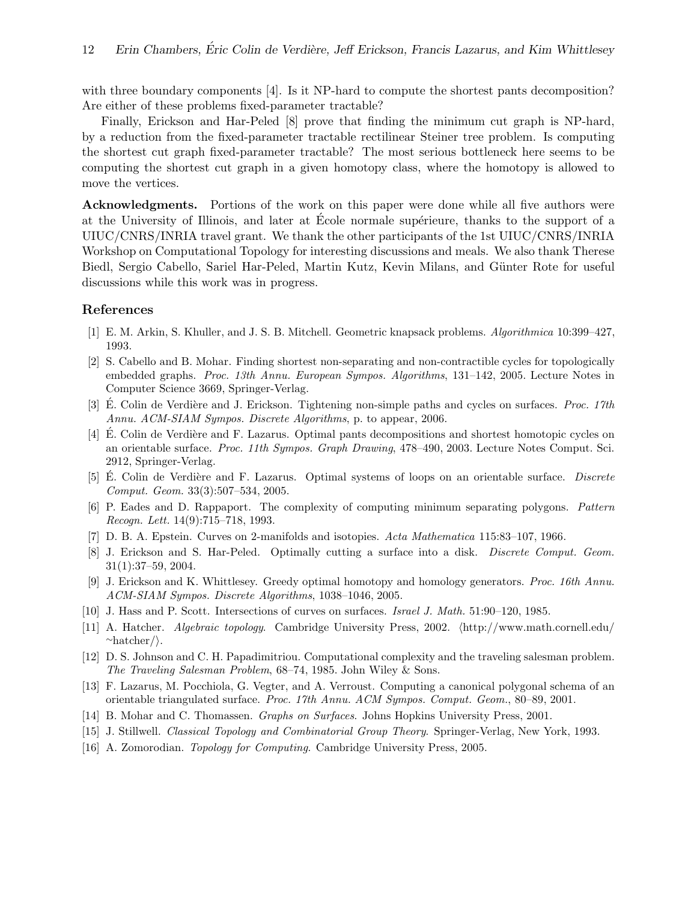with three boundary components [4]. Is it NP-hard to compute the shortest pants decomposition? Are either of these problems fixed-parameter tractable?

Finally, Erickson and Har-Peled [8] prove that finding the minimum cut graph is NP-hard, by a reduction from the fixed-parameter tractable rectilinear Steiner tree problem. Is computing the shortest cut graph fixed-parameter tractable? The most serious bottleneck here seems to be computing the shortest cut graph in a given homotopy class, where the homotopy is allowed to move the vertices.

**Acknowledgments.** Portions of the work on this paper were done while all five authors were at the University of Illinois, and later at École normale supérieure, thanks to the support of a UIUC/CNRS/INRIA travel grant. We thank the other participants of the 1st UIUC/CNRS/INRIA Workshop on Computational Topology for interesting discussions and meals. We also thank Therese Biedl, Sergio Cabello, Sariel Har-Peled, Martin Kutz, Kevin Milans, and Günter Rote for useful discussions while this work was in progress.

## References

[1] E. M. Arkin, S. Khuller, and J. S. B. Mitchell. Geometric knapsack problems. *Algorithmica* 10:399–427, 1993.

[2] S. Cabello and B. Mohar. Finding shortest non-separating and non-contractible cycles for topologically embedded graphs. *Proc. 13th Annu. European Sympos. Algorithms*, 131–142, 2005. Lecture Notes in Computer Science 3669, Springer-Verlag.

[3] É. Colin de Verdière and J. Erickson. Tightening non-simple paths and cycles on surfaces. *Proc. 17th Annu. ACM-SIAM Sympos. Discrete Algorithms*, p. to appear, 2006.

[4] É. Colin de Verdière and F. Lazarus. Optimal pants decompositions and shortest homotopic cycles on an orientable surface. *Proc. 11th Sympos. Graph Drawing*, 478–490, 2003. Lecture Notes Comput. Sci. 2912, Springer-Verlag.

[5] É. Colin de Verdière and F. Lazarus. Optimal systems of loops on an orientable surface. *Discrete Comput. Geom.* 33(3):507–534, 2005.

[6] P. Eades and D. Rappaport. The complexity of computing minimum separating polygons. *Pattern Recogn. Lett.* 14(9):715–718, 1993.

[7] D. B. A. Epstein. Curves on 2-manifolds and isotopies. *Acta Mathematica* 115:83–107, 1966.

[8] J. Erickson and S. Har-Peled. Optimally cutting a surface into a disk. *Discrete Comput. Geom.* 31(1):37–59, 2004.

[9] J. Erickson and K. Whittlesey. Greedy optimal homotopy and homology generators. *Proc. 16th Annu. ACM-SIAM Sympos. Discrete Algorithms*, 1038–1046, 2005.

[10] J. Hass and P. Scott. Intersections of curves on surfaces. *Israel J. Math.* 51:90–120, 1985.

[11] A. Hatcher. *Algebraic topology*. Cambridge University Press, 2002. ⟨http://www.math.cornell.edu/~hatcher/⟩.

[12] D. S. Johnson and C. H. Papadimitriou. Computational complexity and the traveling salesman problem. *The Traveling Salesman Problem*, 68–74, 1985. John Wiley & Sons.

[13] F. Lazarus, M. Pocchiola, G. Vegter, and A. Verroust. Computing a canonical polygonal schema of an orientable triangulated surface. *Proc. 17th Annu. ACM Sympos. Comput. Geom.*, 80–89, 2001.

[14] B. Mohar and C. Thomassen. *Graphs on Surfaces*. Johns Hopkins University Press, 2001.

[15] J. Stillwell. *Classical Topology and Combinatorial Group Theory*. Springer-Verlag, New York, 1993.

[16] A. Zomorodian. *Topology for Computing*. Cambridge University Press, 2005.